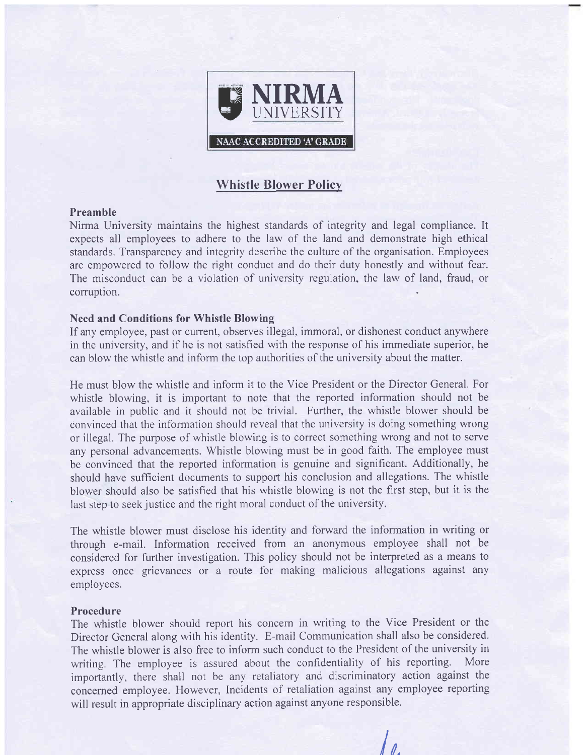NIRMA UNIVERSITY

NAAC ACCREDITED 'A' GRADE

# Whistle Blower Policy

## Preamble

Nirma University maintains the highest standards of integrity and legal compliance. It expects all employees to adhere to the law of the land and demonstrate high ethical standards. Transparency and integrity describe the culture of the organisation. Employees are empowered to follow the right conduct and do their duty honestly and without fear. The misconduct can be a violation of university regulation, the law of land, fraud, or corruption.

## Need and Conditions for Whistle Blowing

If any employee, past or current, observes illegal, immoral, or dishonest conduct anywhere in the university, and if he is not satisfied with the response of his immediate superior, he can blow the whistle and inform the top authorities of the university about the matter.

He must blow the whistle and inform it to the Vice President or the Director General. For whistle blowing, it is important to note that the reported information should not be available in public and it should not be trivial. Further, the whistle blower should be convinced that the information should reveal that the university is doing something wrong or illegal. The purpose of whistle blowing is to correct something wrong and not to serve any personal advancements. Whistle blowing must be in good faith. The employee must be convinced that the reported information is genuine and significant. Additionally, he should have sufficient documents to support his conclusion and allegations. The whistle blower should also be satisfied that his whistle blowing is not the first step, but it is the last step to seek justice and the right moral conduct of the university.

The whistle blower must disclose his identity and forward the information in writing or through e-mail. Information received from an anonymous employee shall not be considered for further investigation. This policy should not be interpreted as a means to express once grievances or a route for making malicious allegations against any employees.

## Procedure

The whistle blower should report his concern in writing to the Vice President or the Director General along with his identity. E-mail Communication shall also be considered. The whistle blower is also free to inform such conduct to the President of the university in writing. The employee is assured about the confidentiality of his reporting. More importantly, there shall not be any retaliatory and discriminatory action against the concerned employee. However, Incidents of retaliation against any employee reporting will result in appropriate disciplinary action against anyone responsible.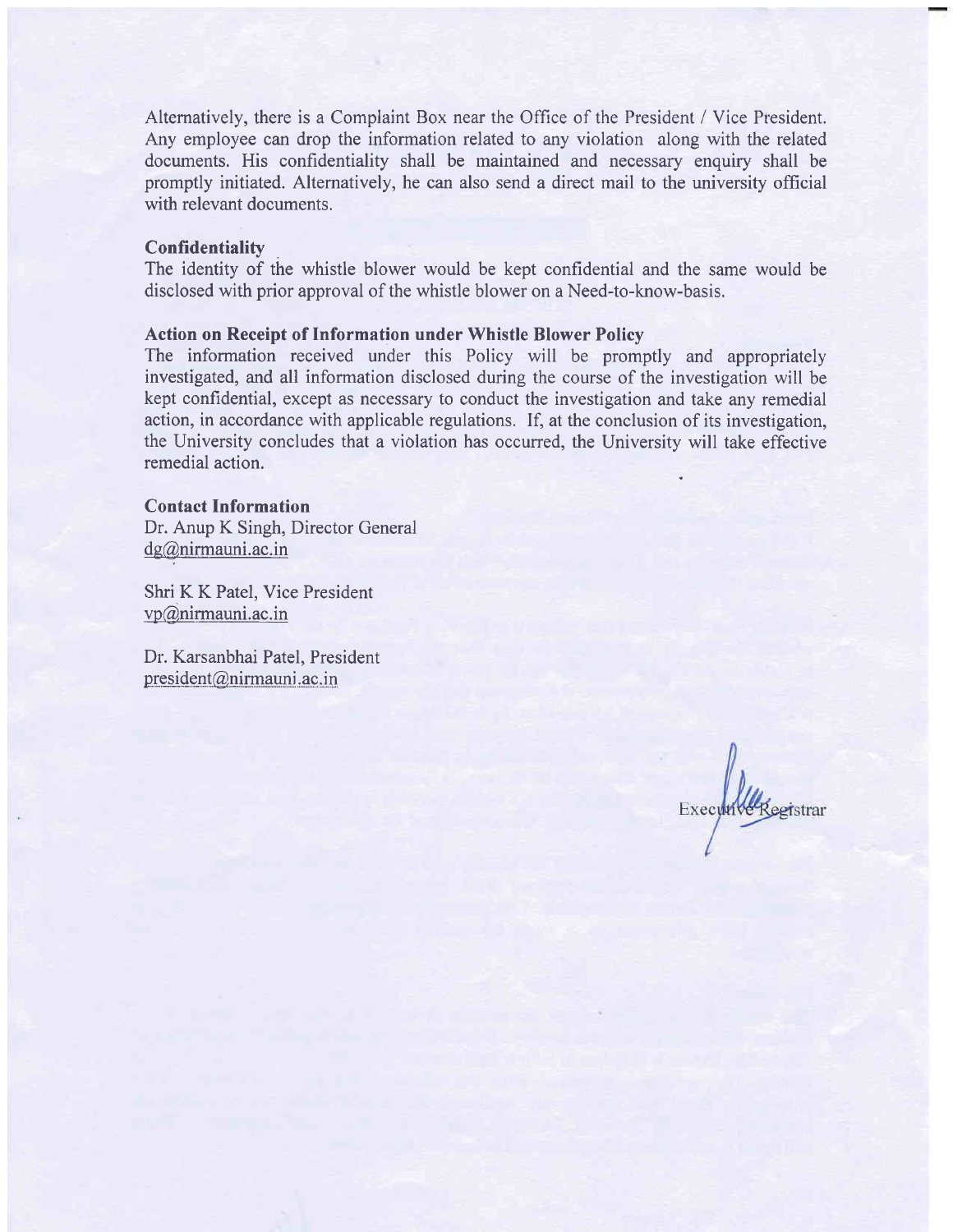Alternatively, there is a Complaint Box near the Office of the President / Vice President. Any employee can drop the information related to any violation along with the related documents. His confidentiality shall be maintained and necessary enquiry shall be promptly initiated. Alternatively, he can also send a direct mail to the university official with relevant documents.

**Confidentiality**

The identity of the whistle blower would be kept confidential and the same would be disclosed with prior approval of the whistle blower on a Need-to-know-basis.

**Action on Receipt of Information under Whistle Blower Policy**

The information received under this Policy will be promptly and appropriately investigated, and all information disclosed during the course of the investigation will be kept confidential, except as necessary to conduct the investigation and take any remedial action, in accordance with applicable regulations. If, at the conclusion of its investigation, the University concludes that a violation has occurred, the University will take effective remedial action.

**Contact Information**

Dr. Anup K Singh, Director General
dg@nirmauni.ac.in

Shri K K Patel, Vice President
vp@nirmauni.ac.in

Dr. Karsanbhai Patel, President
president@nirmauni.ac.in

Executive Registrar